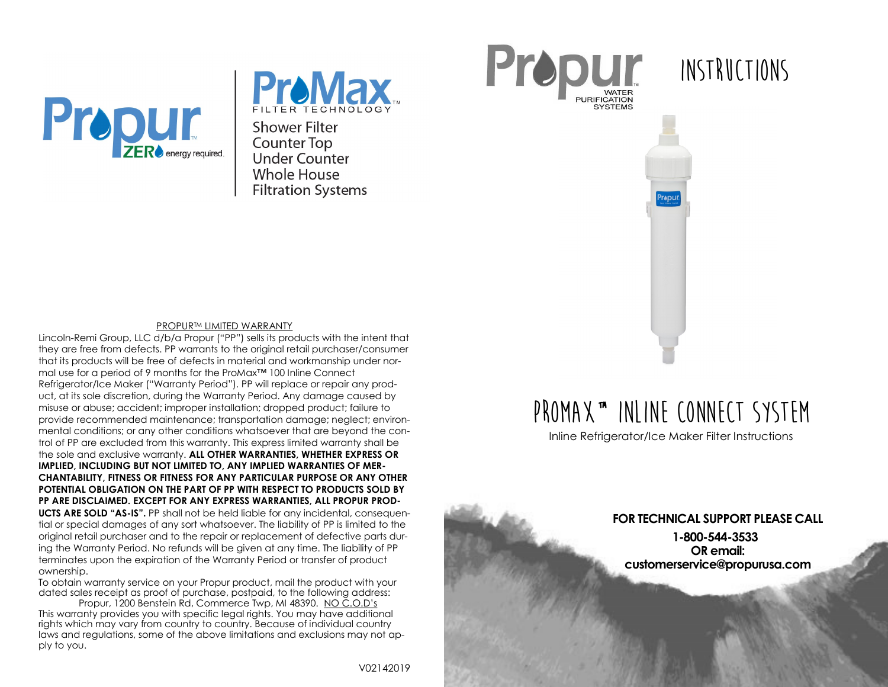Propur ZERO energy required.

ProMax™ FILTER TECHNOLOGY

Shower Filter
Counter Top
Under Counter
Whole House
Filtration Systems

PROPUR™ LIMITED WARRANTY

Lincoln-Remi Group, LLC d/b/a Propur ("PP") sells its products with the intent that they are free from defects. PP warrants to the original retail purchaser/consumer that its products will be free of defects in material and workmanship under normal use for a period of 9 months for the ProMax™ 100 Inline Connect Refrigerator/Ice Maker ("Warranty Period"). PP will replace or repair any product, at its sole discretion, during the Warranty Period. Any damage caused by misuse or abuse; accident; improper installation; dropped product; failure to provide recommended maintenance; transportation damage; neglect; environmental conditions; or any other conditions whatsoever that are beyond the control of PP are excluded from this warranty. This express limited warranty shall be the sole and exclusive warranty. **ALL OTHER WARRANTIES, WHETHER EXPRESS OR IMPLIED, INCLUDING BUT NOT LIMITED TO, ANY IMPLIED WARRANTIES OF MERCHANTABILITY, FITNESS OR FITNESS FOR ANY PARTICULAR PURPOSE OR ANY OTHER POTENTIAL OBLIGATION ON THE PART OF PP WITH RESPECT TO PRODUCTS SOLD BY PP ARE DISCLAIMED. EXCEPT FOR ANY EXPRESS WARRANTIES, ALL PROPUR PRODUCTS ARE SOLD "AS-IS".** PP shall not be held liable for any incidental, consequential or special damages of any sort whatsoever. The liability of PP is limited to the original retail purchaser and to the repair or replacement of defective parts during the Warranty Period. No refunds will be given at any time. The liability of PP terminates upon the expiration of the Warranty Period or transfer of product ownership.

To obtain warranty service on your Propur product, mail the product with your dated sales receipt as proof of purchase, postpaid, to the following address:
Propur, 1200 Benstein Rd, Commerce Twp, MI 48390. NO C.O.D's

This warranty provides you with specific legal rights. You may have additional rights which may vary from country to country. Because of individual country laws and regulations, some of the above limitations and exclusions may not apply to you.

V02142019

Propur™ WATER PURIFICATION SYSTEMS

# INSTRUCTIONS

# PROMAX™ INLINE CONNECT SYSTEM

Inline Refrigerator/Ice Maker Filter Instructions

**FOR TECHNICAL SUPPORT PLEASE CALL**

**1-800-544-3533**

**OR email:**

**customerservice@propurusa.com**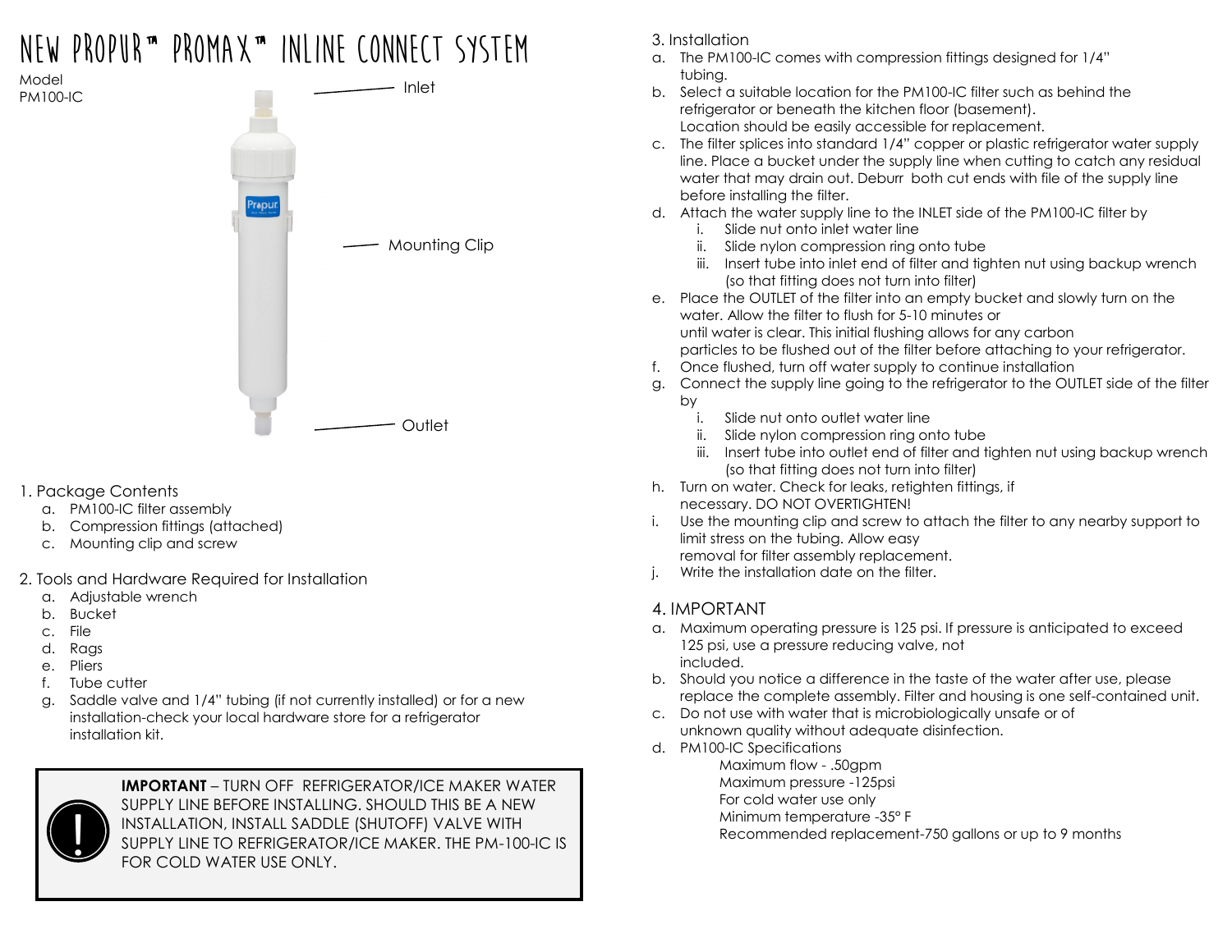# NEW PROPUR™ PROMAX™ INLINE CONNECT SYSTEM

Model
PM100-IC

Inlet

Mounting Clip

Outlet

1. Package Contents
   a. PM100-IC filter assembly
   b. Compression fittings (attached)
   c. Mounting clip and screw

2. Tools and Hardware Required for Installation
   a. Adjustable wrench
   b. Bucket
   c. File
   d. Rags
   e. Pliers
   f. Tube cutter
   g. Saddle valve and 1/4" tubing (if not currently installed) or for a new installation-check your local hardware store for a refrigerator installation kit.

**IMPORTANT** – TURN OFF REFRIGERATOR/ICE MAKER WATER SUPPLY LINE BEFORE INSTALLING. SHOULD THIS BE A NEW INSTALLATION, INSTALL SADDLE (SHUTOFF) VALVE WITH SUPPLY LINE TO REFRIGERATOR/ICE MAKER. THE PM-100-IC IS FOR COLD WATER USE ONLY.

3. Installation
   a. The PM100-IC comes with compression fittings designed for 1/4" tubing.
   b. Select a suitable location for the PM100-IC filter such as behind the refrigerator or beneath the kitchen floor (basement). Location should be easily accessible for replacement.
   c. The filter splices into standard 1/4" copper or plastic refrigerator water supply line. Place a bucket under the supply line when cutting to catch any residual water that may drain out. Deburr both cut ends with file of the supply line before installing the filter.
   d. Attach the water supply line to the INLET side of the PM100-IC filter by
      i. Slide nut onto inlet water line
      ii. Slide nylon compression ring onto tube
      iii. Insert tube into inlet end of filter and tighten nut using backup wrench (so that fitting does not turn into filter)
   e. Place the OUTLET of the filter into an empty bucket and slowly turn on the water. Allow the filter to flush for 5-10 minutes or until water is clear. This initial flushing allows for any carbon particles to be flushed out of the filter before attaching to your refrigerator.
   f. Once flushed, turn off water supply to continue installation
   g. Connect the supply line going to the refrigerator to the OUTLET side of the filter by
      i. Slide nut onto outlet water line
      ii. Slide nylon compression ring onto tube
      iii. Insert tube into outlet end of filter and tighten nut using backup wrench (so that fitting does not turn into filter)
   h. Turn on water. Check for leaks, retighten fittings, if necessary. DO NOT OVERTIGHTEN!
   i. Use the mounting clip and screw to attach the filter to any nearby support to limit stress on the tubing. Allow easy removal for filter assembly replacement.
   j. Write the installation date on the filter.

4. IMPORTANT
   a. Maximum operating pressure is 125 psi. If pressure is anticipated to exceed 125 psi, use a pressure reducing valve, not included.
   b. Should you notice a difference in the taste of the water after use, please replace the complete assembly. Filter and housing is one self-contained unit.
   c. Do not use with water that is microbiologically unsafe or of unknown quality without adequate disinfection.
   d. PM100-IC Specifications
      Maximum flow - .50gpm
      Maximum pressure -125psi
      For cold water use only
      Minimum temperature -35° F
      Recommended replacement-750 gallons or up to 9 months